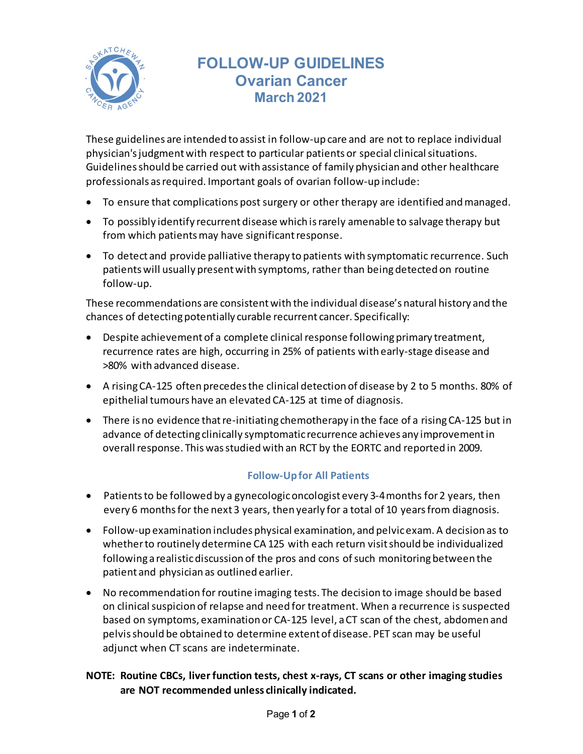# FOLLOW-UP GUIDELINES
## Ovarian Cancer
### March 2021

These guidelines are intended to assist in follow-up care and are not to replace individual physician's judgment with respect to particular patients or special clinical situations. Guidelines should be carried out with assistance of family physician and other healthcare professionals as required. Important goals of ovarian follow-up include:

- To ensure that complications post surgery or other therapy are identified and managed.
- To possibly identify recurrent disease which is rarely amenable to salvage therapy but from which patients may have significant response.
- To detect and provide palliative therapy to patients with symptomatic recurrence. Such patients will usually present with symptoms, rather than being detected on routine follow-up.

These recommendations are consistent with the individual disease's natural history and the chances of detecting potentially curable recurrent cancer. Specifically:

- Despite achievement of a complete clinical response following primary treatment, recurrence rates are high, occurring in 25% of patients with early-stage disease and >80% with advanced disease.
- A rising CA-125 often precedes the clinical detection of disease by 2 to 5 months. 80% of epithelial tumours have an elevated CA-125 at time of diagnosis.
- There is no evidence that re-initiating chemotherapy in the face of a rising CA-125 but in advance of detecting clinically symptomatic recurrence achieves any improvement in overall response. This was studied with an RCT by the EORTC and reported in 2009.

### Follow-Up for All Patients

- Patients to be followed by a gynecologic oncologist every 3-4 months for 2 years, then every 6 months for the next 3 years, then yearly for a total of 10 years from diagnosis.
- Follow-up examination includes physical examination, and pelvic exam. A decision as to whether to routinely determine CA 125 with each return visit should be individualized following a realistic discussion of the pros and cons of such monitoring between the patient and physician as outlined earlier.
- No recommendation for routine imaging tests. The decision to image should be based on clinical suspicion of relapse and need for treatment. When a recurrence is suspected based on symptoms, examination or CA-125 level, a CT scan of the chest, abdomen and pelvis should be obtained to determine extent of disease. PET scan may be useful adjunct when CT scans are indeterminate.

**NOTE: Routine CBCs, liver function tests, chest x-rays, CT scans or other imaging studies are NOT recommended unless clinically indicated.**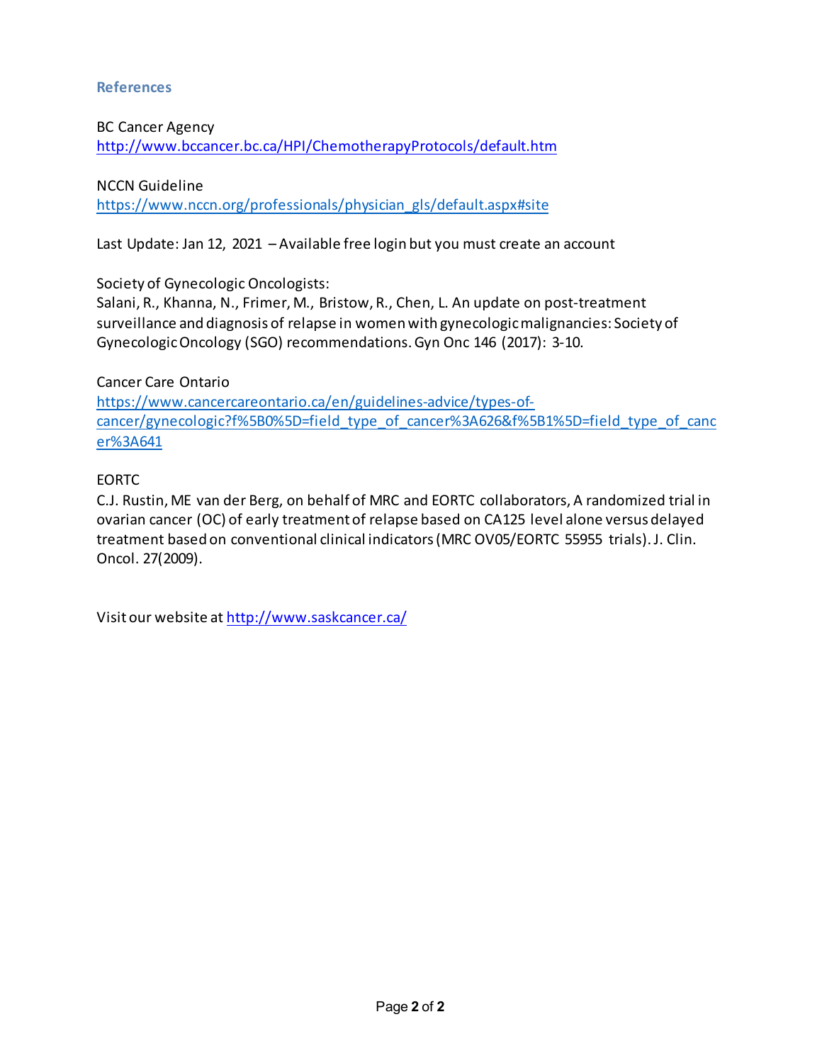## References

BC Cancer Agency
http://www.bccancer.bc.ca/HPI/ChemotherapyProtocols/default.htm

NCCN Guideline
https://www.nccn.org/professionals/physician_gls/default.aspx#site

Last Update: Jan 12, 2021 – Available free login but you must create an account

Society of Gynecologic Oncologists:
Salani, R., Khanna, N., Frimer, M., Bristow, R., Chen, L. An update on post-treatment surveillance and diagnosis of relapse in women with gynecologic malignancies: Society of Gynecologic Oncology (SGO) recommendations. Gyn Onc 146 (2017): 3-10.

Cancer Care Ontario
https://www.cancercareontario.ca/en/guidelines-advice/types-of-cancer/gynecologic?f%5B0%5D=field_type_of_cancer%3A626&f%5B1%5D=field_type_of_cancer%3A641

EORTC
C.J. Rustin, ME van der Berg, on behalf of MRC and EORTC collaborators, A randomized trial in ovarian cancer (OC) of early treatment of relapse based on CA125 level alone versus delayed treatment based on conventional clinical indicators (MRC OV05/EORTC 55955 trials). J. Clin. Oncol. 27(2009).

Visit our website at http://www.saskcancer.ca/